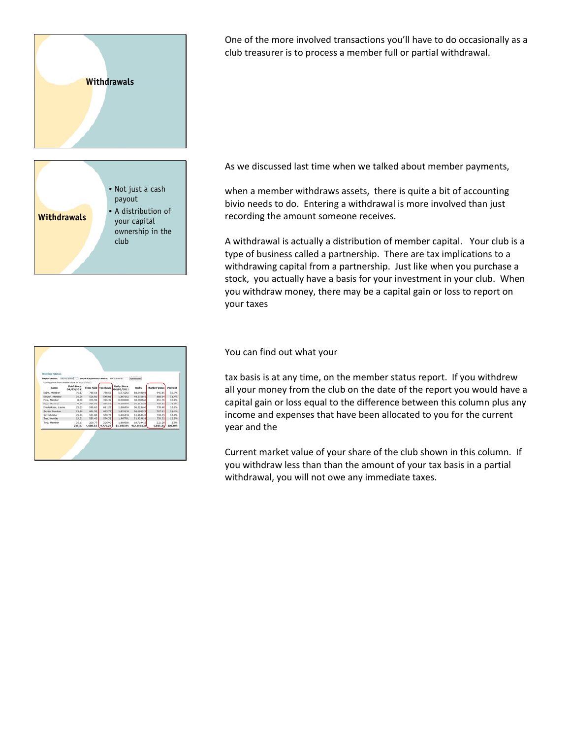**Withdrawals**

One of the more involved transactions you'll have to do occasionally as a club treasurer is to process a member full or partial withdrawal.

**Withdrawals**

- Not just a cash payout
- A distribution of your capital ownership in the club

As we discussed last time when we talked about member payments,

when a member withdraws assets, there is quite a bit of accounting bivio needs to do. Entering a withdrawal is more involved than just recording the amount someone receives.

A withdrawal is actually a distribution of member capital. Your club is a type of business called a partnership. There are tax implications to a withdrawing capital from a partnership. Just like when you purchase a stock, you actually have a basis for your investment in your club. When you withdraw money, there may be a capital gain or loss to report on your taxes

You can find out what your

tax basis is at any time, on the member status report. If you withdrew all your money from the club on the date of the report you would have a capital gain or loss equal to the difference between this column plus any income and expenses that have been allocated to you for the current year and the

Current market value of your share of the club shown in this column. If you withdraw less than than the amount of your tax basis in a partial withdrawal, you will not owe any immediate taxes.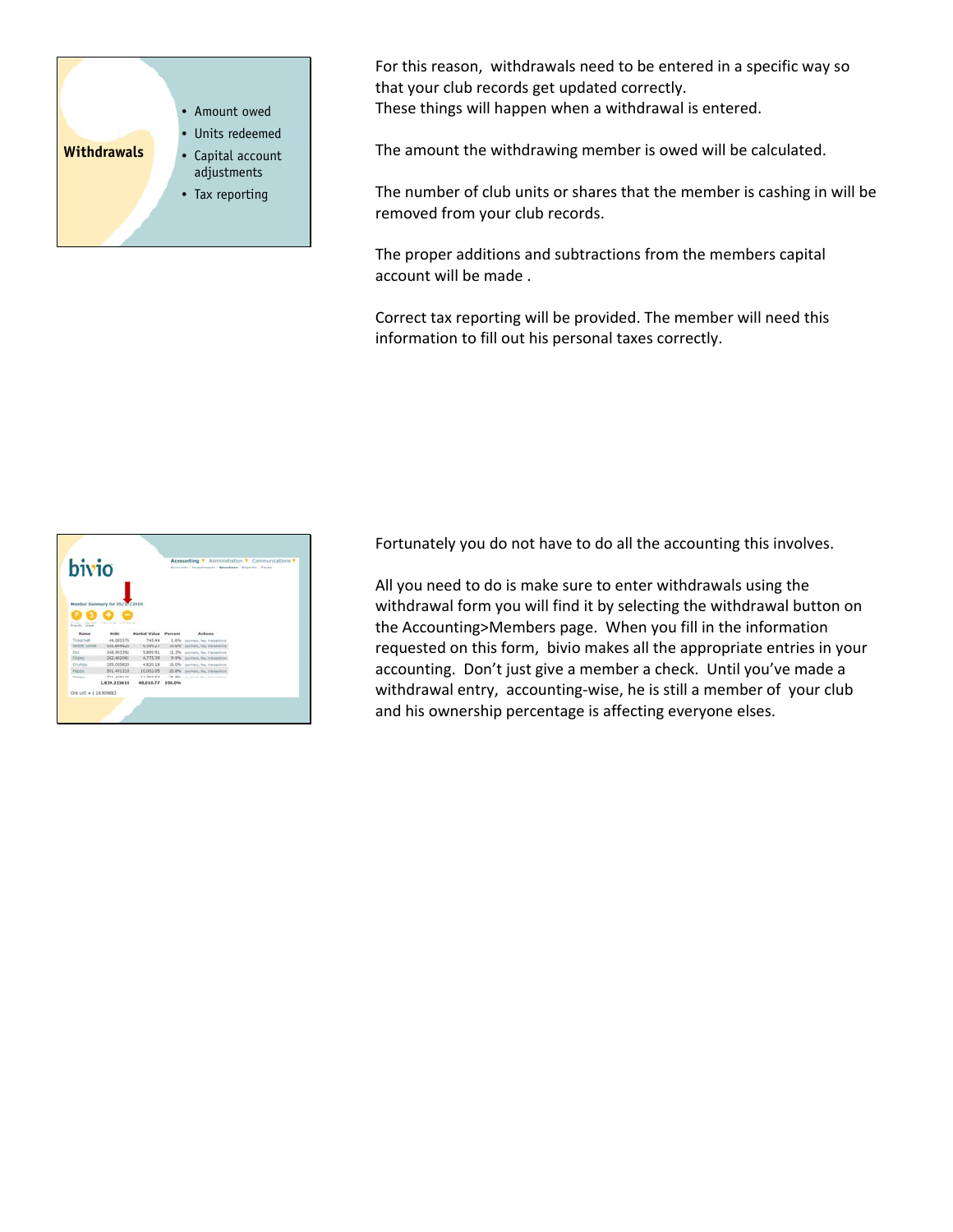**Withdrawals**

- Amount owed
- Units redeemed
- Capital account adjustments
- Tax reporting

For this reason, withdrawals need to be entered in a specific way so that your club records get updated correctly.
These things will happen when a withdrawal is entered.

The amount the withdrawing member is owed will be calculated.

The number of club units or shares that the member is cashing in will be removed from your club records.

The proper additions and subtractions from the members capital account will be made .

Correct tax reporting will be provided. The member will need this information to fill out his personal taxes correctly.

Fortunately you do not have to do all the accounting this involves.

All you need to do is make sure to enter withdrawals using the withdrawal form you will find it by selecting the withdrawal button on the Accounting>Members page. When you fill in the information requested on this form, bivio makes all the appropriate entries in your accounting. Don't just give a member a check. Until you've made a withdrawal entry, accounting-wise, he is still a member of your club and his ownership percentage is affecting everyone elses.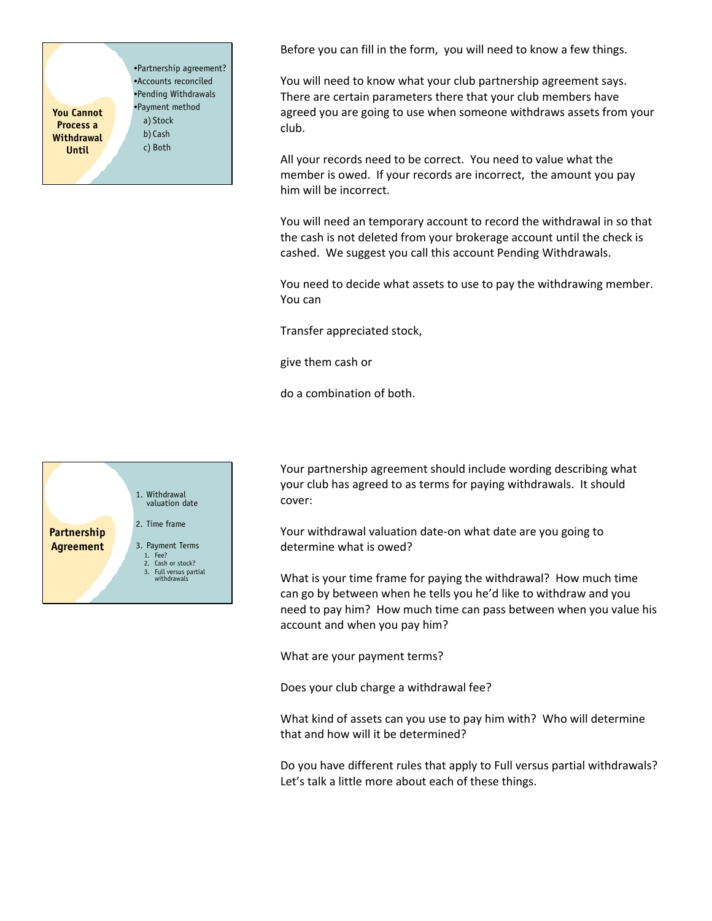**You Cannot Process a Withdrawal Until**

- Partnership agreement?
- Accounts reconciled
- Pending Withdrawals
- Payment method
  - a) Stock
  - b) Cash
  - c) Both

Before you can fill in the form, you will need to know a few things.

You will need to know what your club partnership agreement says. There are certain parameters there that your club members have agreed you are going to use when someone withdraws assets from your club.

All your records need to be correct. You need to value what the member is owed. If your records are incorrect, the amount you pay him will be incorrect.

You will need an temporary account to record the withdrawal in so that the cash is not deleted from your brokerage account until the check is cashed. We suggest you call this account Pending Withdrawals.

You need to decide what assets to use to pay the withdrawing member. You can

Transfer appreciated stock,

give them cash or

do a combination of both.

**Partnership Agreement**

1. Withdrawal valuation date
2. Time frame
3. Payment Terms
   1. Fee?
   2. Cash or stock?
   3. Full versus partial withdrawals

Your partnership agreement should include wording describing what your club has agreed to as terms for paying withdrawals. It should cover:

Your withdrawal valuation date-on what date are you going to determine what is owed?

What is your time frame for paying the withdrawal? How much time can go by between when he tells you he'd like to withdraw and you need to pay him? How much time can pass between when you value his account and when you pay him?

What are your payment terms?

Does your club charge a withdrawal fee?

What kind of assets can you use to pay him with? Who will determine that and how will it be determined?

Do you have different rules that apply to Full versus partial withdrawals? Let's talk a little more about each of these things.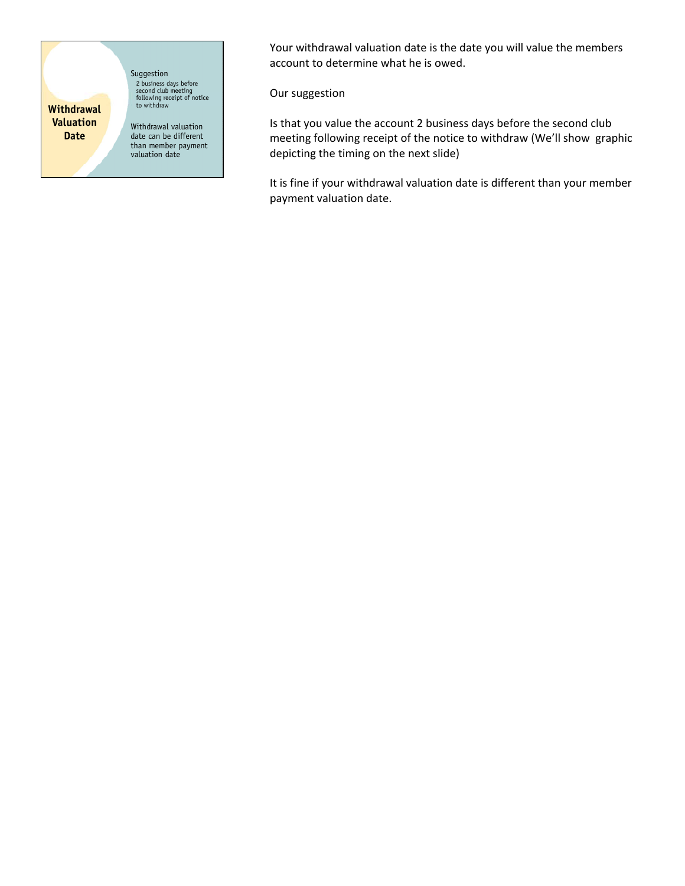**Withdrawal Valuation Date**

Suggestion
- 2 business days before second club meeting following receipt of notice to withdraw

Withdrawal valuation date can be different than member payment valuation date

Your withdrawal valuation date is the date you will value the members account to determine what he is owed.

Our suggestion

Is that you value the account 2 business days before the second club meeting following receipt of the notice to withdraw (We'll show graphic depicting the timing on the next slide)

It is fine if your withdrawal valuation date is different than your member payment valuation date.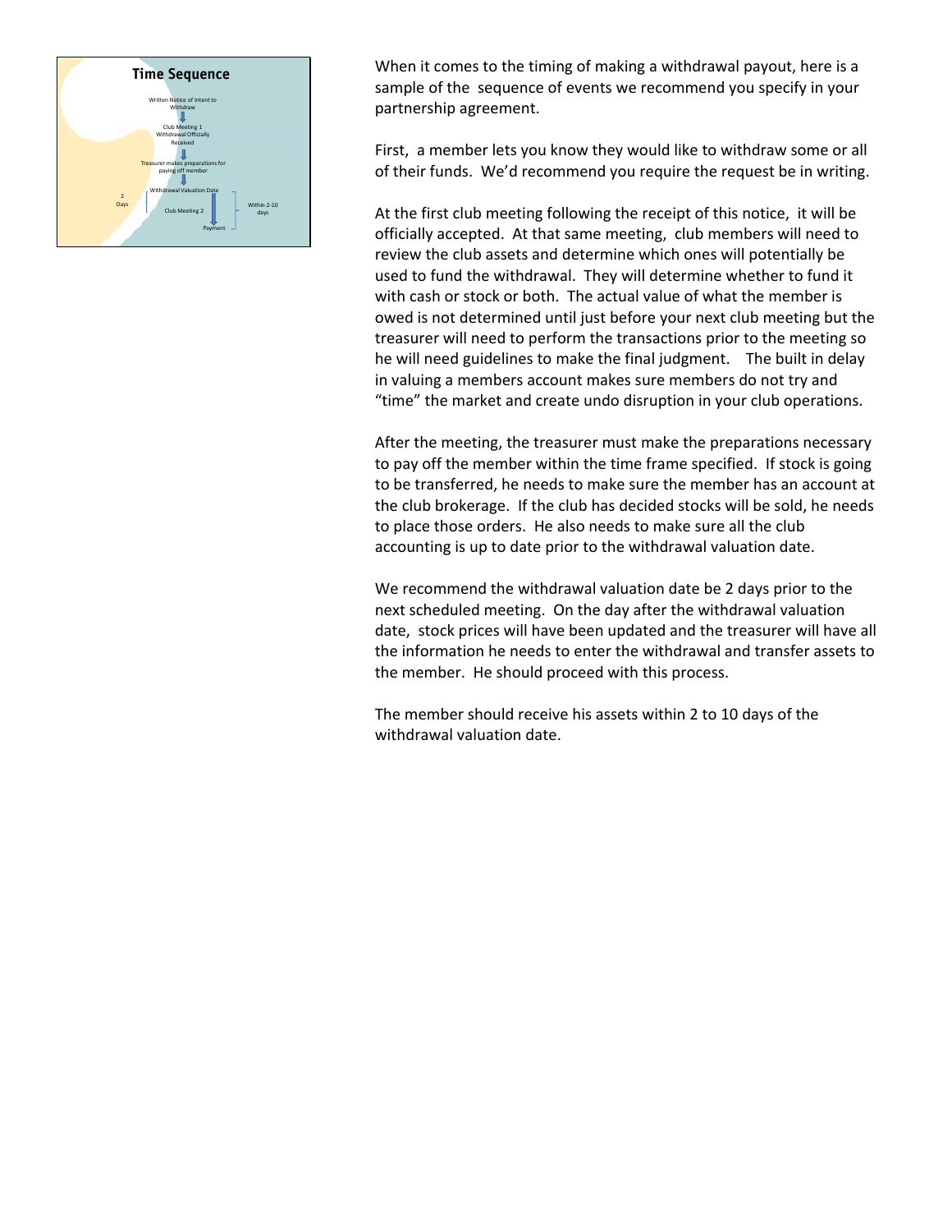## Time Sequence

Written Notice of Intent to Withdraw
↓
Club Meeting 1 – Withdrawal Officially Received
↓
Treasurer makes preparations for paying off member
↓
Withdrawal Valuation Date
Club Meeting 2 (2 Days)
Payment (Within 2-10 days)

When it comes to the timing of making a withdrawal payout, here is a sample of the sequence of events we recommend you specify in your partnership agreement.

First, a member lets you know they would like to withdraw some or all of their funds. We'd recommend you require the request be in writing.

At the first club meeting following the receipt of this notice, it will be officially accepted. At that same meeting, club members will need to review the club assets and determine which ones will potentially be used to fund the withdrawal. They will determine whether to fund it with cash or stock or both. The actual value of what the member is owed is not determined until just before your next club meeting but the treasurer will need to perform the transactions prior to the meeting so he will need guidelines to make the final judgment. The built in delay in valuing a members account makes sure members do not try and "time" the market and create undo disruption in your club operations.

After the meeting, the treasurer must make the preparations necessary to pay off the member within the time frame specified. If stock is going to be transferred, he needs to make sure the member has an account at the club brokerage. If the club has decided stocks will be sold, he needs to place those orders. He also needs to make sure all the club accounting is up to date prior to the withdrawal valuation date.

We recommend the withdrawal valuation date be 2 days prior to the next scheduled meeting. On the day after the withdrawal valuation date, stock prices will have been updated and the treasurer will have all the information he needs to enter the withdrawal and transfer assets to the member. He should proceed with this process.

The member should receive his assets within 2 to 10 days of the withdrawal valuation date.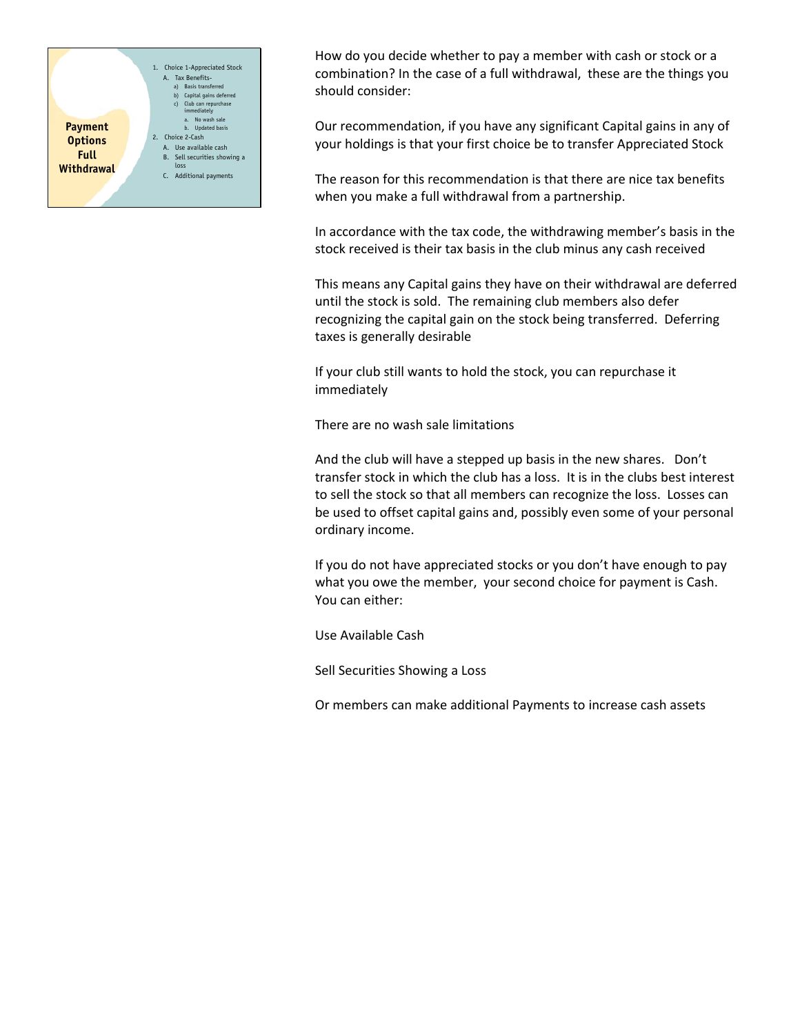**Payment Options Full Withdrawal**

1. Choice 1-Appreciated Stock
   A. Tax Benefits-
      a) Basis transferred
      b) Capital gains deferred
      c) Club can repurchase immediately
         a. No wash sale
         b. Updated basis
2. Choice 2-Cash
   A. Use available cash
   B. Sell securities showing a loss
   C. Additional payments

How do you decide whether to pay a member with cash or stock or a combination? In the case of a full withdrawal, these are the things you should consider:

Our recommendation, if you have any significant Capital gains in any of your holdings is that your first choice be to transfer Appreciated Stock

The reason for this recommendation is that there are nice tax benefits when you make a full withdrawal from a partnership.

In accordance with the tax code, the withdrawing member's basis in the stock received is their tax basis in the club minus any cash received

This means any Capital gains they have on their withdrawal are deferred until the stock is sold. The remaining club members also defer recognizing the capital gain on the stock being transferred. Deferring taxes is generally desirable

If your club still wants to hold the stock, you can repurchase it immediately

There are no wash sale limitations

And the club will have a stepped up basis in the new shares. Don't transfer stock in which the club has a loss. It is in the clubs best interest to sell the stock so that all members can recognize the loss. Losses can be used to offset capital gains and, possibly even some of your personal ordinary income.

If you do not have appreciated stocks or you don't have enough to pay what you owe the member, your second choice for payment is Cash. You can either:

Use Available Cash

Sell Securities Showing a Loss

Or members can make additional Payments to increase cash assets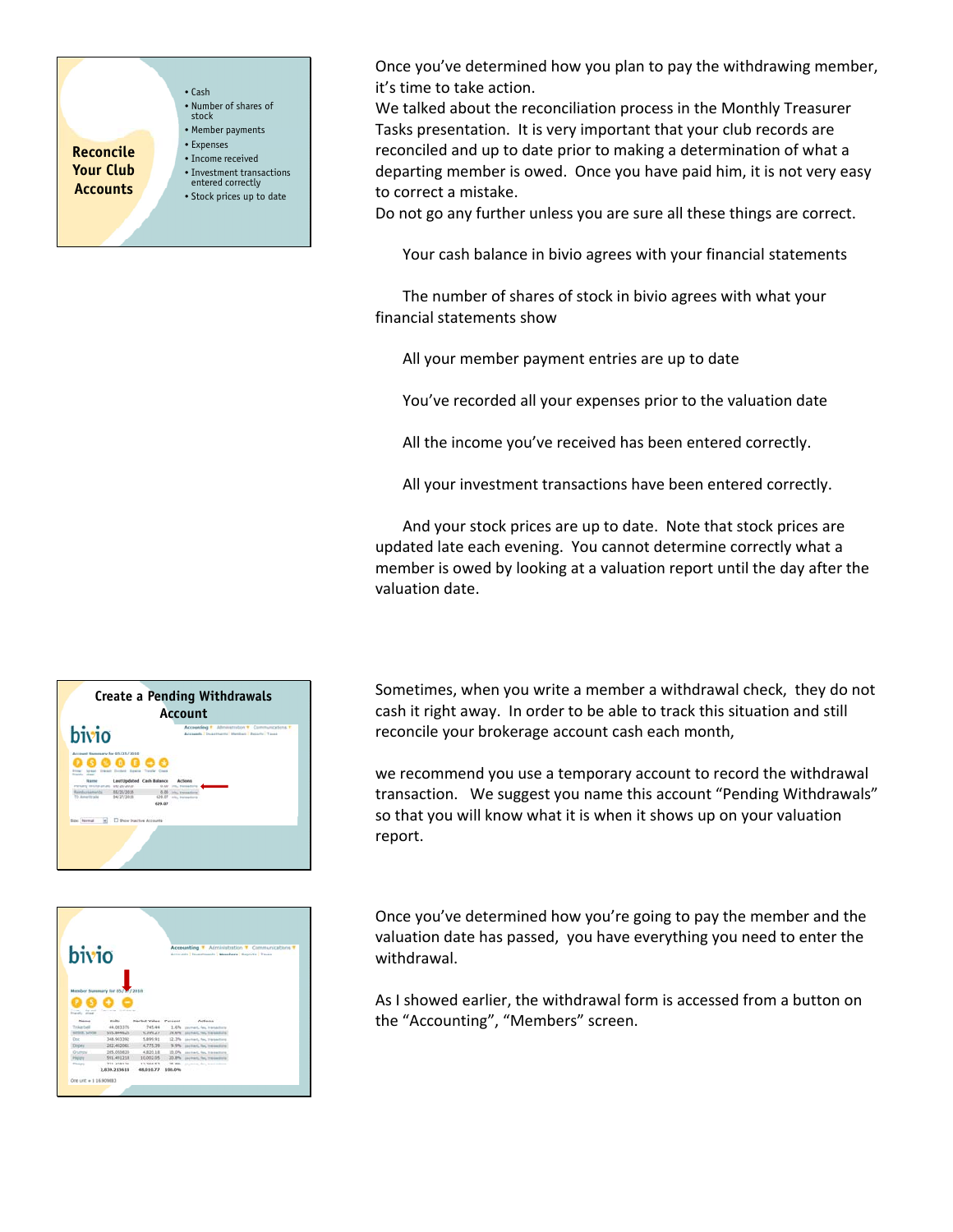**Reconcile Your Club Accounts**

- Cash
- Number of shares of stock
- Member payments
- Expenses
- Income received
- Investment transactions entered correctly
- Stock prices up to date

Once you've determined how you plan to pay the withdrawing member, it's time to take action.

We talked about the reconciliation process in the Monthly Treasurer Tasks presentation. It is very important that your club records are reconciled and up to date prior to making a determination of what a departing member is owed. Once you have paid him, it is not very easy to correct a mistake.

Do not go any further unless you are sure all these things are correct.

Your cash balance in bivio agrees with your financial statements

The number of shares of stock in bivio agrees with what your financial statements show

All your member payment entries are up to date

You've recorded all your expenses prior to the valuation date

All the income you've received has been entered correctly.

All your investment transactions have been entered correctly.

And your stock prices are up to date. Note that stock prices are updated late each evening. You cannot determine correctly what a member is owed by looking at a valuation report until the day after the valuation date.

**Create a Pending Withdrawals Account**

Sometimes, when you write a member a withdrawal check, they do not cash it right away. In order to be able to track this situation and still reconcile your brokerage account cash each month,

we recommend you use a temporary account to record the withdrawal transaction. We suggest you name this account "Pending Withdrawals" so that you will know what it is when it shows up on your valuation report.

Once you've determined how you're going to pay the member and the valuation date has passed, you have everything you need to enter the withdrawal.

As I showed earlier, the withdrawal form is accessed from a button on the "Accounting", "Members" screen.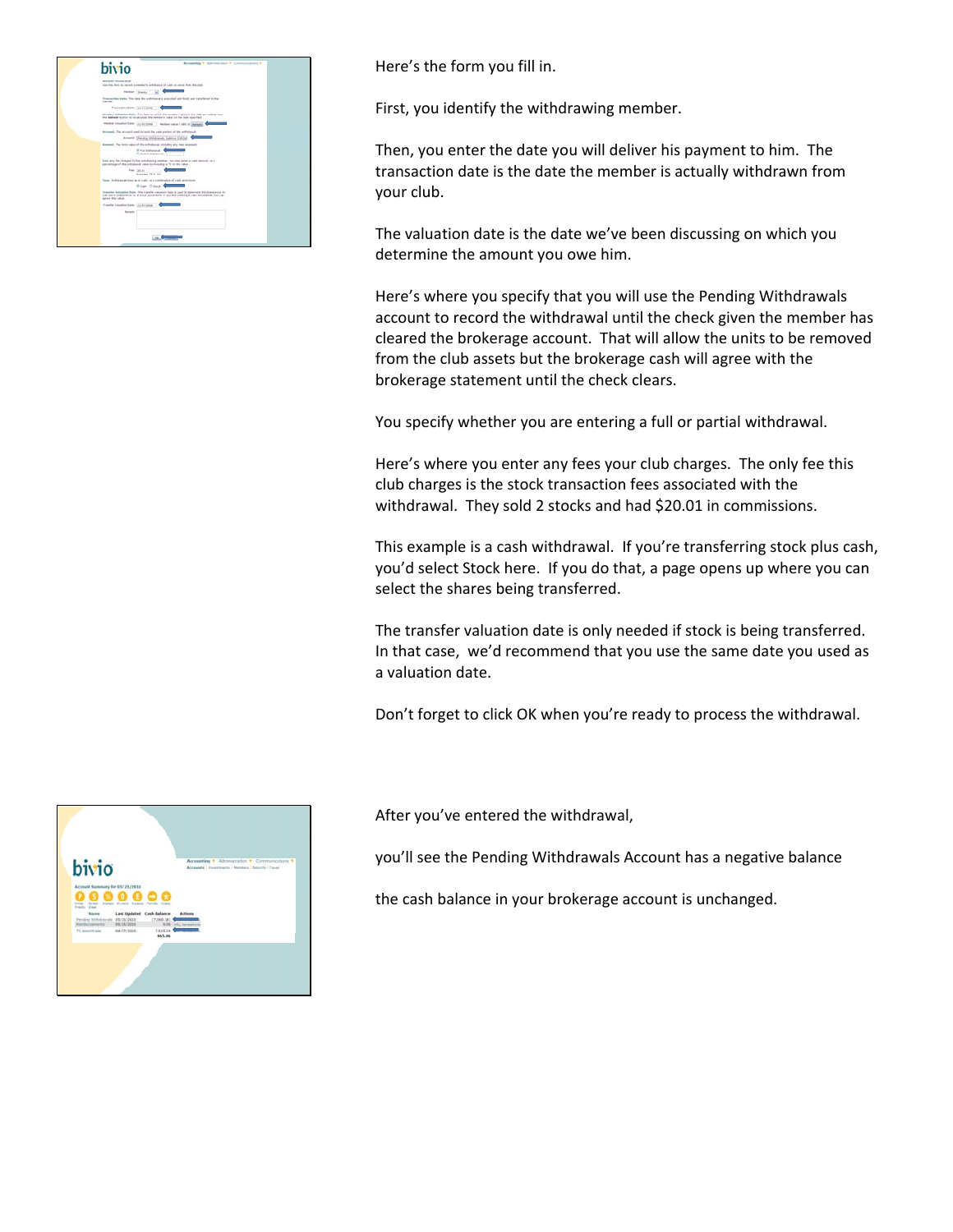Here's the form you fill in.

First, you identify the withdrawing member.

Then, you enter the date you will deliver his payment to him. The transaction date is the date the member is actually withdrawn from your club.

The valuation date is the date we've been discussing on which you determine the amount you owe him.

Here's where you specify that you will use the Pending Withdrawals account to record the withdrawal until the check given the member has cleared the brokerage account. That will allow the units to be removed from the club assets but the brokerage cash will agree with the brokerage statement until the check clears.

You specify whether you are entering a full or partial withdrawal.

Here's where you enter any fees your club charges. The only fee this club charges is the stock transaction fees associated with the withdrawal. They sold 2 stocks and had $20.01 in commissions.

This example is a cash withdrawal. If you're transferring stock plus cash, you'd select Stock here. If you do that, a page opens up where you can select the shares being transferred.

The transfer valuation date is only needed if stock is being transferred. In that case, we'd recommend that you use the same date you used as a valuation date.

Don't forget to click OK when you're ready to process the withdrawal.

After you've entered the withdrawal,

you'll see the Pending Withdrawals Account has a negative balance

the cash balance in your brokerage account is unchanged.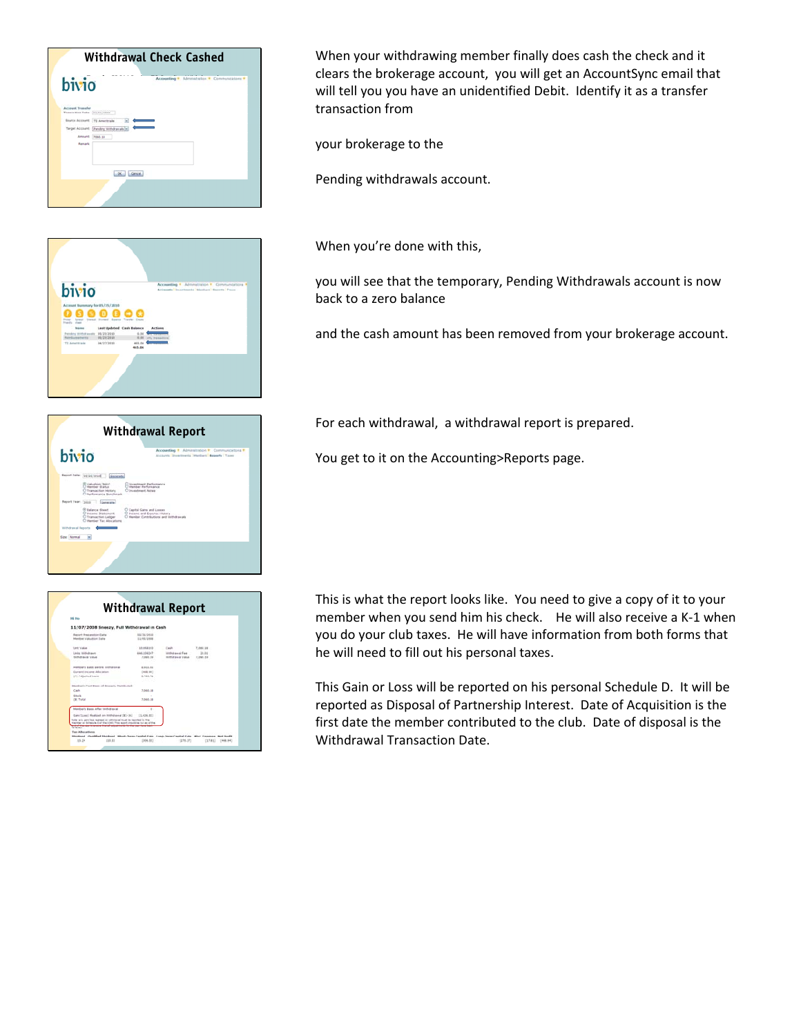When your withdrawing member finally does cash the check and it clears the brokerage account, you will get an AccountSync email that will tell you you have an unidentified Debit. Identify it as a transfer transaction from

your brokerage to the

Pending withdrawals account.

When you're done with this,

you will see that the temporary, Pending Withdrawals account is now back to a zero balance

and the cash amount has been removed from your brokerage account.

For each withdrawal, a withdrawal report is prepared.

You get to it on the Accounting>Reports page.

This is what the report looks like. You need to give a copy of it to your member when you send him his check. He will also receive a K-1 when you do your club taxes. He will have information from both forms that he will need to fill out his personal taxes.

This Gain or Loss will be reported on his personal Schedule D. It will be reported as Disposal of Partnership Interest. Date of Acquisition is the first date the member contributed to the club. Date of disposal is the Withdrawal Transaction Date.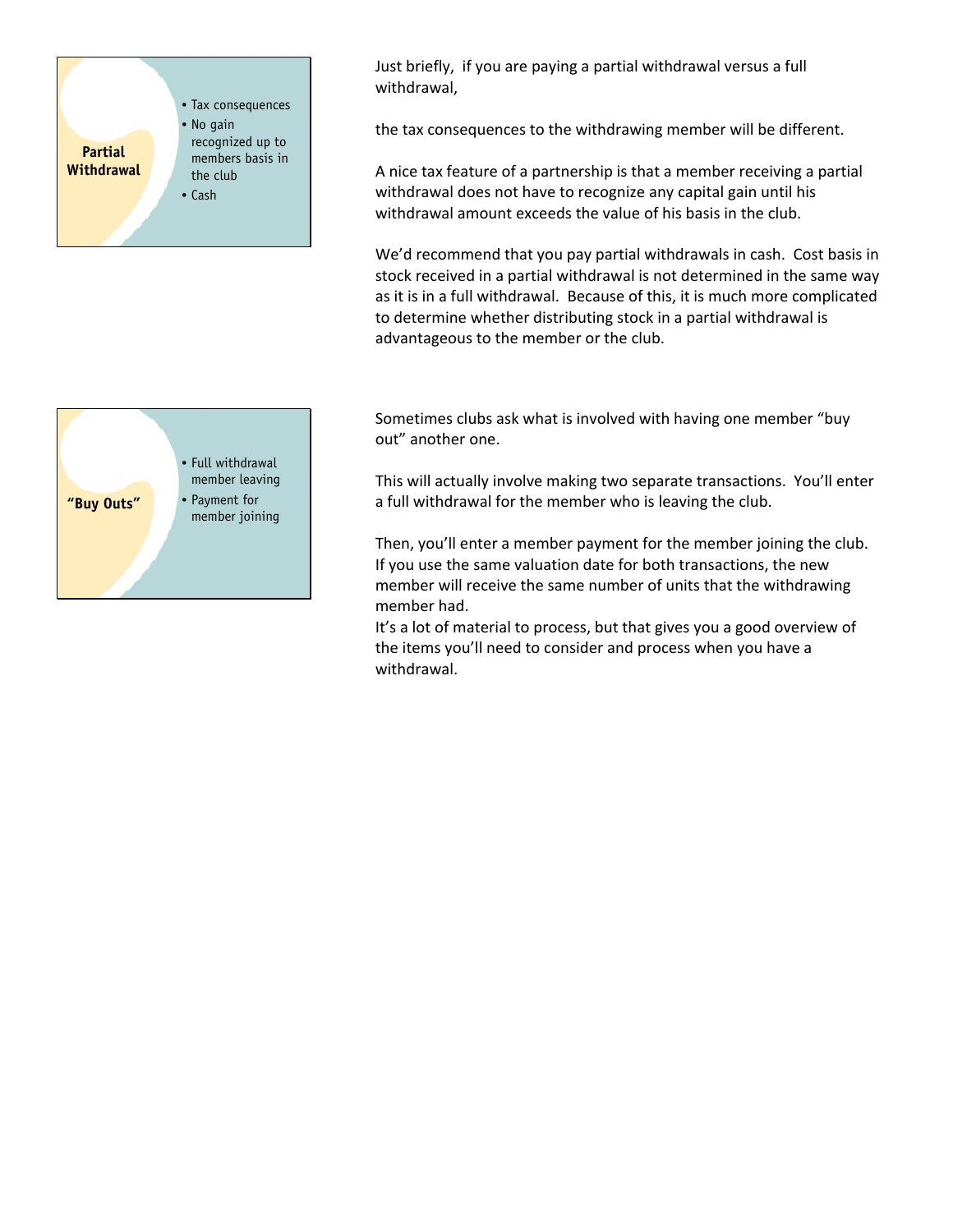**Partial Withdrawal**

- Tax consequences
- No gain recognized up to members basis in the club
- Cash

Just briefly, if you are paying a partial withdrawal versus a full withdrawal,

the tax consequences to the withdrawing member will be different.

A nice tax feature of a partnership is that a member receiving a partial withdrawal does not have to recognize any capital gain until his withdrawal amount exceeds the value of his basis in the club.

We'd recommend that you pay partial withdrawals in cash. Cost basis in stock received in a partial withdrawal is not determined in the same way as it is in a full withdrawal. Because of this, it is much more complicated to determine whether distributing stock in a partial withdrawal is advantageous to the member or the club.

**"Buy Outs"**

- Full withdrawal member leaving
- Payment for member joining

Sometimes clubs ask what is involved with having one member "buy out" another one.

This will actually involve making two separate transactions. You'll enter a full withdrawal for the member who is leaving the club.

Then, you'll enter a member payment for the member joining the club. If you use the same valuation date for both transactions, the new member will receive the same number of units that the withdrawing member had.

It's a lot of material to process, but that gives you a good overview of the items you'll need to consider and process when you have a withdrawal.